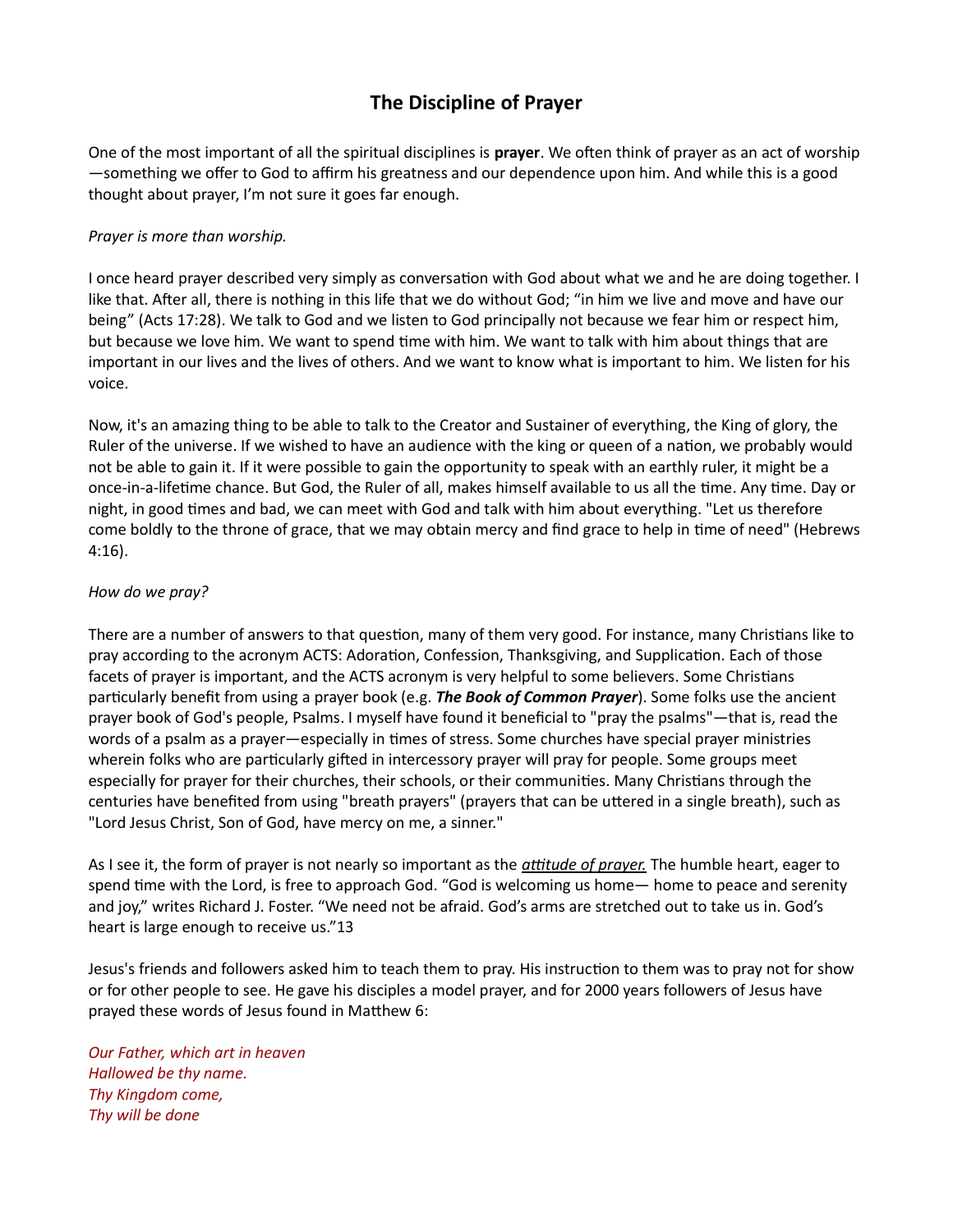# The Discipline of Prayer

One of the most important of all the spiritual disciplines is **prayer**. We often think of prayer as an act of worship—something we offer to God to affirm his greatness and our dependence upon him. And while this is a good thought about prayer, I'm not sure it goes far enough.

*Prayer is more than worship.*

I once heard prayer described very simply as conversation with God about what we and he are doing together. I like that. After all, there is nothing in this life that we do without God; "in him we live and move and have our being" (Acts 17:28). We talk to God and we listen to God principally not because we fear him or respect him, but because we love him. We want to spend time with him. We want to talk with him about things that are important in our lives and the lives of others. And we want to know what is important to him. We listen for his voice.

Now, it's an amazing thing to be able to talk to the Creator and Sustainer of everything, the King of glory, the Ruler of the universe. If we wished to have an audience with the king or queen of a nation, we probably would not be able to gain it. If it were possible to gain the opportunity to speak with an earthly ruler, it might be a once-in-a-lifetime chance. But God, the Ruler of all, makes himself available to us all the time. Any time. Day or night, in good times and bad, we can meet with God and talk with him about everything. "Let us therefore come boldly to the throne of grace, that we may obtain mercy and find grace to help in time of need" (Hebrews 4:16).

*How do we pray?*

There are a number of answers to that question, many of them very good. For instance, many Christians like to pray according to the acronym ACTS: Adoration, Confession, Thanksgiving, and Supplication. Each of those facets of prayer is important, and the ACTS acronym is very helpful to some believers. Some Christians particularly benefit from using a prayer book (e.g. ***The Book of Common Prayer***). Some folks use the ancient prayer book of God's people, Psalms. I myself have found it beneficial to "pray the psalms"—that is, read the words of a psalm as a prayer—especially in times of stress. Some churches have special prayer ministries wherein folks who are particularly gifted in intercessory prayer will pray for people. Some groups meet especially for prayer for their churches, their schools, or their communities. Many Christians through the centuries have benefited from using "breath prayers" (prayers that can be uttered in a single breath), such as "Lord Jesus Christ, Son of God, have mercy on me, a sinner."

As I see it, the form of prayer is not nearly so important as the <u>*attitude of prayer.*</u> The humble heart, eager to spend time with the Lord, is free to approach God. "God is welcoming us home— home to peace and serenity and joy," writes Richard J. Foster. "We need not be afraid. God's arms are stretched out to take us in. God's heart is large enough to receive us."13

Jesus's friends and followers asked him to teach them to pray. His instruction to them was to pray not for show or for other people to see. He gave his disciples a model prayer, and for 2000 years followers of Jesus have prayed these words of Jesus found in Matthew 6:

*Our Father, which art in heaven*
*Hallowed be thy name.*
*Thy Kingdom come,*
*Thy will be done*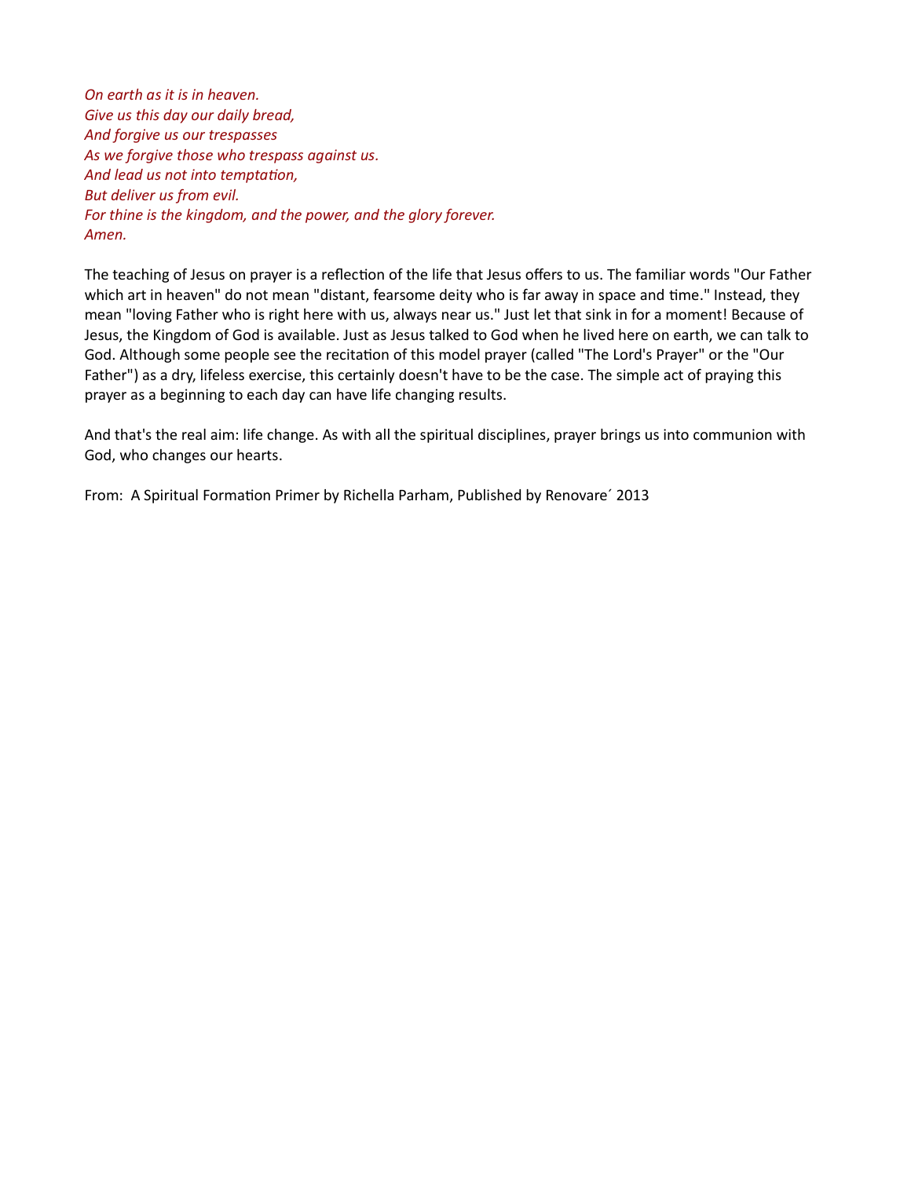*On earth as it is in heaven.*
*Give us this day our daily bread,*
*And forgive us our trespasses*
*As we forgive those who trespass against us.*
*And lead us not into temptation,*
*But deliver us from evil.*
*For thine is the kingdom, and the power, and the glory forever.*
*Amen.*

The teaching of Jesus on prayer is a reflection of the life that Jesus offers to us. The familiar words "Our Father which art in heaven" do not mean "distant, fearsome deity who is far away in space and time." Instead, they mean "loving Father who is right here with us, always near us." Just let that sink in for a moment! Because of Jesus, the Kingdom of God is available. Just as Jesus talked to God when he lived here on earth, we can talk to God. Although some people see the recitation of this model prayer (called "The Lord's Prayer" or the "Our Father") as a dry, lifeless exercise, this certainly doesn't have to be the case. The simple act of praying this prayer as a beginning to each day can have life changing results.

And that's the real aim: life change. As with all the spiritual disciplines, prayer brings us into communion with God, who changes our hearts.

From: A Spiritual Formation Primer by Richella Parham, Published by Renovare´ 2013